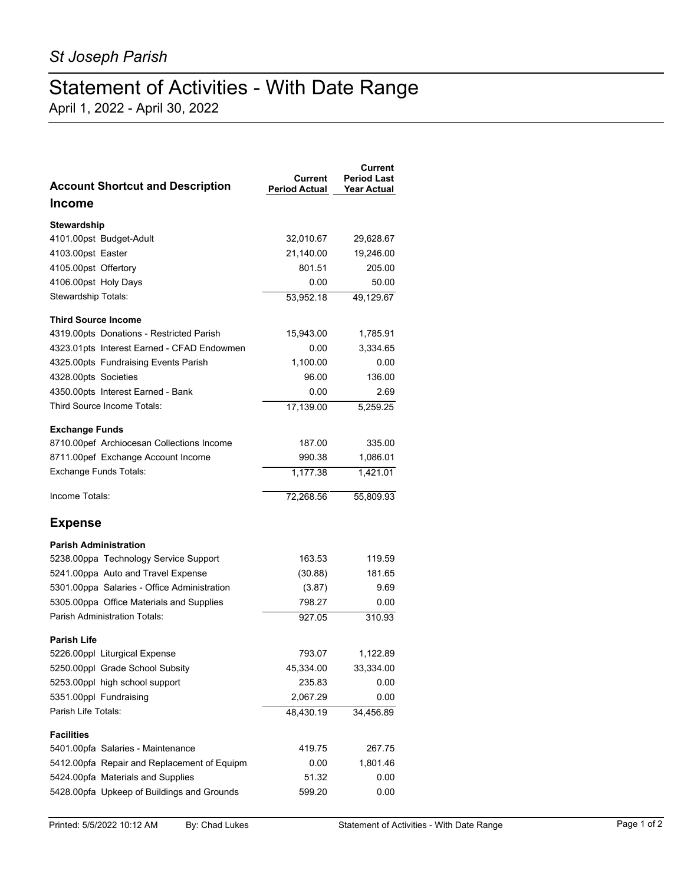*St Joseph Parish*

# Statement of Activities - With Date Range

April 1, 2022 - April 30, 2022

| Account Shortcut and Description | Current Period Actual | Current Period Last Year Actual |
|---|---|---|
| **Income** | | |
| **Stewardship** | | |
| 4101.00pst Budget-Adult | 32,010.67 | 29,628.67 |
| 4103.00pst Easter | 21,140.00 | 19,246.00 |
| 4105.00pst Offertory | 801.51 | 205.00 |
| 4106.00pst Holy Days | 0.00 | 50.00 |
| Stewardship Totals: | 53,952.18 | 49,129.67 |
| **Third Source Income** | | |
| 4319.00pts Donations - Restricted Parish | 15,943.00 | 1,785.91 |
| 4323.01pts Interest Earned - CFAD Endowmen | 0.00 | 3,334.65 |
| 4325.00pts Fundraising Events Parish | 1,100.00 | 0.00 |
| 4328.00pts Societies | 96.00 | 136.00 |
| 4350.00pts Interest Earned - Bank | 0.00 | 2.69 |
| Third Source Income Totals: | 17,139.00 | 5,259.25 |
| **Exchange Funds** | | |
| 8710.00pef Archiocesan Collections Income | 187.00 | 335.00 |
| 8711.00pef Exchange Account Income | 990.38 | 1,086.01 |
| Exchange Funds Totals: | 1,177.38 | 1,421.01 |
| Income Totals: | 72,268.56 | 55,809.93 |
| **Expense** | | |
| **Parish Administration** | | |
| 5238.00ppa Technology Service Support | 163.53 | 119.59 |
| 5241.00ppa Auto and Travel Expense | (30.88) | 181.65 |
| 5301.00ppa Salaries - Office Administration | (3.87) | 9.69 |
| 5305.00ppa Office Materials and Supplies | 798.27 | 0.00 |
| Parish Administration Totals: | 927.05 | 310.93 |
| **Parish Life** | | |
| 5226.00ppl Liturgical Expense | 793.07 | 1,122.89 |
| 5250.00ppl Grade School Subsity | 45,334.00 | 33,334.00 |
| 5253.00ppl high school support | 235.83 | 0.00 |
| 5351.00ppl Fundraising | 2,067.29 | 0.00 |
| Parish Life Totals: | 48,430.19 | 34,456.89 |
| **Facilities** | | |
| 5401.00pfa Salaries - Maintenance | 419.75 | 267.75 |
| 5412.00pfa Repair and Replacement of Equipm | 0.00 | 1,801.46 |
| 5424.00pfa Materials and Supplies | 51.32 | 0.00 |
| 5428.00pfa Upkeep of Buildings and Grounds | 599.20 | 0.00 |

Printed: 5/5/2022 10:12 AM By: Chad Lukes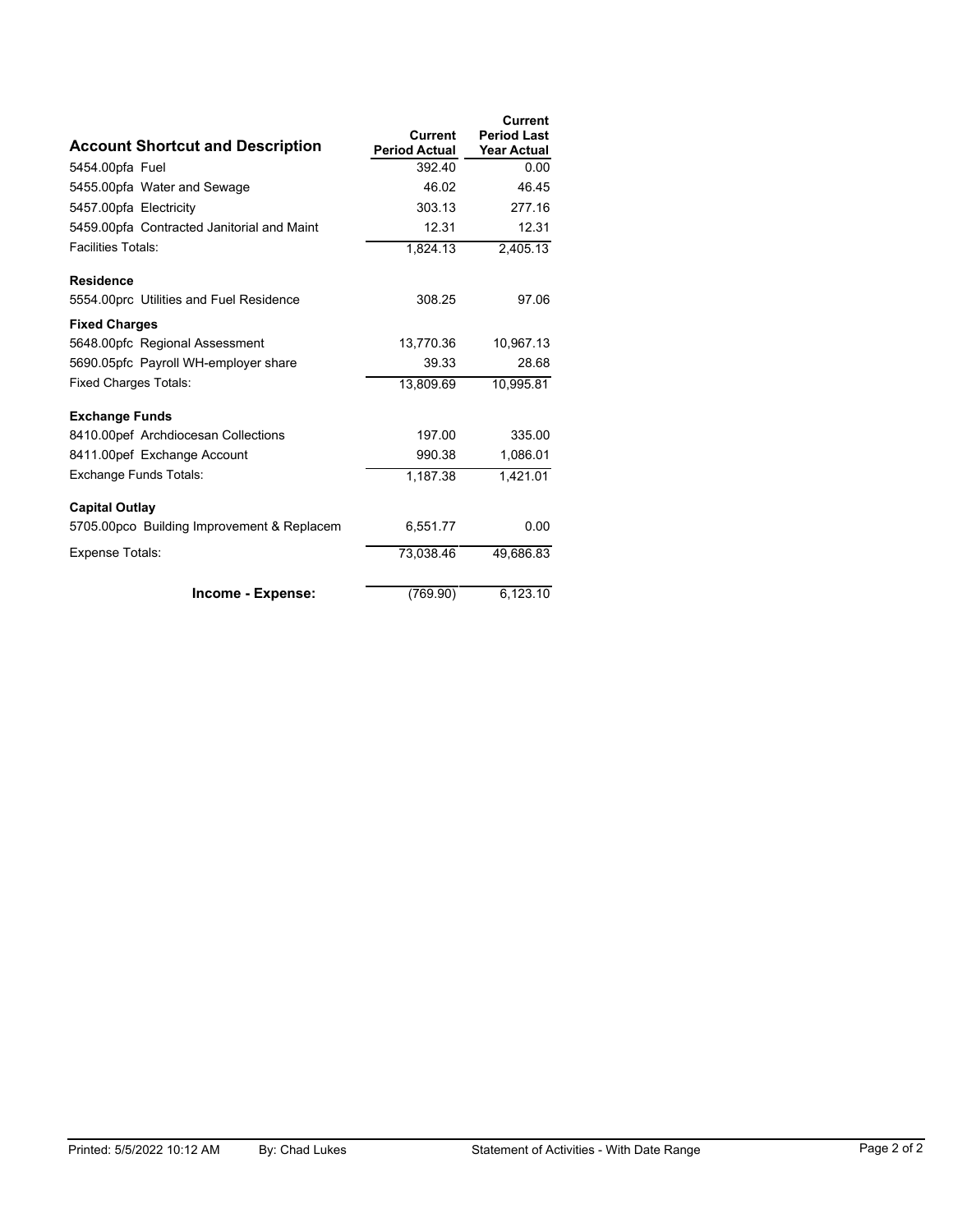| Account Shortcut and Description | Current Period Actual | Current Period Last Year Actual |
| --- | --- | --- |
| 5454.00pfa Fuel | 392.40 | 0.00 |
| 5455.00pfa Water and Sewage | 46.02 | 46.45 |
| 5457.00pfa Electricity | 303.13 | 277.16 |
| 5459.00pfa Contracted Janitorial and Maint | 12.31 | 12.31 |
| Facilities Totals: | 1,824.13 | 2,405.13 |
| **Residence** | | |
| 5554.00prc Utilities and Fuel Residence | 308.25 | 97.06 |
| **Fixed Charges** | | |
| 5648.00pfc Regional Assessment | 13,770.36 | 10,967.13 |
| 5690.05pfc Payroll WH-employer share | 39.33 | 28.68 |
| Fixed Charges Totals: | 13,809.69 | 10,995.81 |
| **Exchange Funds** | | |
| 8410.00pef Archdiocesan Collections | 197.00 | 335.00 |
| 8411.00pef Exchange Account | 990.38 | 1,086.01 |
| Exchange Funds Totals: | 1,187.38 | 1,421.01 |
| **Capital Outlay** | | |
| 5705.00pco Building Improvement & Replacem | 6,551.77 | 0.00 |
| Expense Totals: | 73,038.46 | 49,686.83 |
| **Income - Expense:** | (769.90) | 6,123.10 |

Printed: 5/5/2022 10:12 AM By: Chad Lukes Statement of Activities - With Date Range